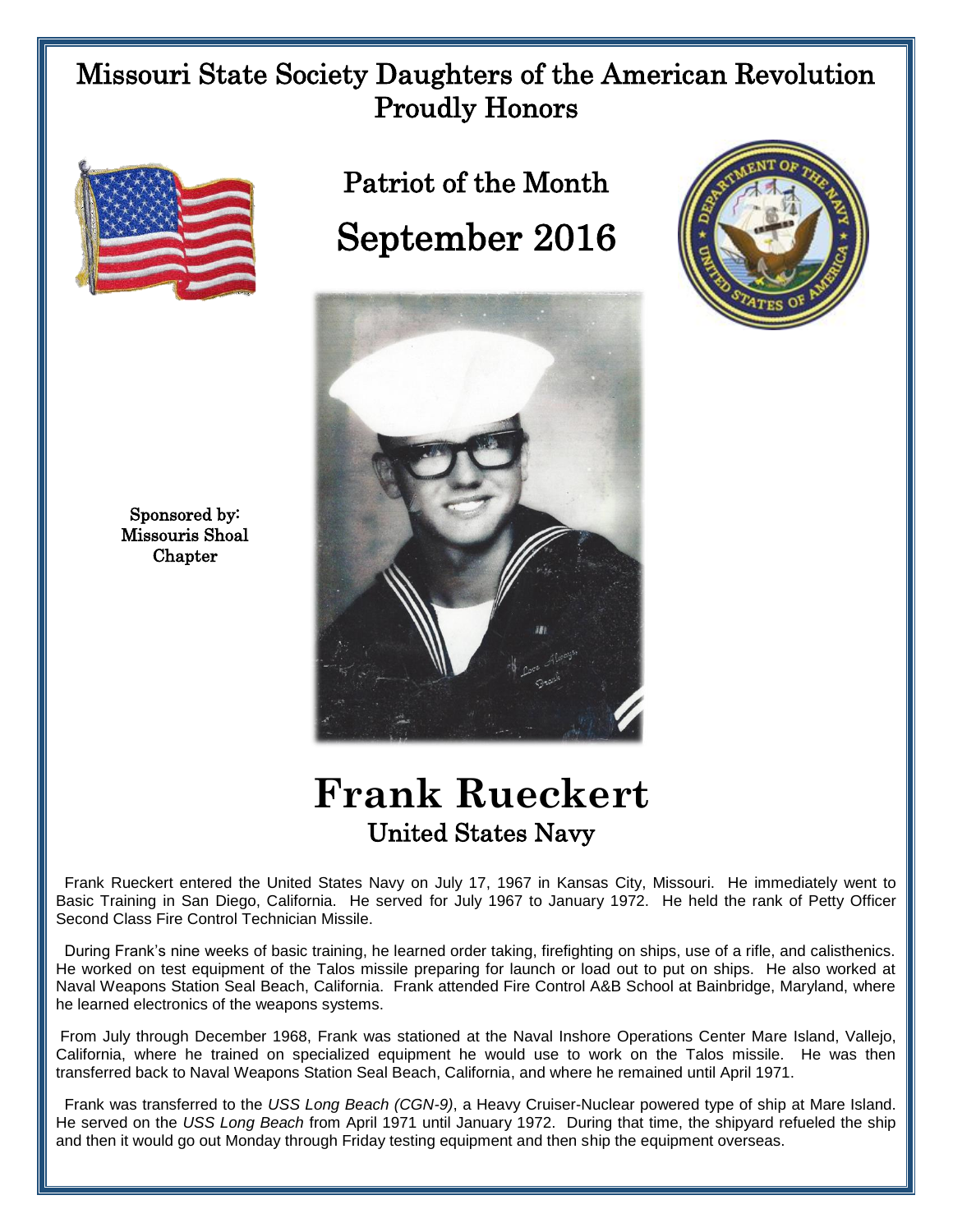# Missouri State Society Daughters of the American Revolution Proudly Honors

## Patriot of the Month

## September 2016

Sponsored by:
Missouris Shoal Chapter

# Frank Rueckert

## United States Navy

Frank Rueckert entered the United States Navy on July 17, 1967 in Kansas City, Missouri. He immediately went to Basic Training in San Diego, California. He served for July 1967 to January 1972. He held the rank of Petty Officer Second Class Fire Control Technician Missile.

During Frank's nine weeks of basic training, he learned order taking, firefighting on ships, use of a rifle, and calisthenics. He worked on test equipment of the Talos missile preparing for launch or load out to put on ships. He also worked at Naval Weapons Station Seal Beach, California. Frank attended Fire Control A&B School at Bainbridge, Maryland, where he learned electronics of the weapons systems.

From July through December 1968, Frank was stationed at the Naval Inshore Operations Center Mare Island, Vallejo, California, where he trained on specialized equipment he would use to work on the Talos missile. He was then transferred back to Naval Weapons Station Seal Beach, California, and where he remained until April 1971.

Frank was transferred to the *USS Long Beach (CGN-9)*, a Heavy Cruiser-Nuclear powered type of ship at Mare Island. He served on the *USS Long Beach* from April 1971 until January 1972. During that time, the shipyard refueled the ship and then it would go out Monday through Friday testing equipment and then ship the equipment overseas.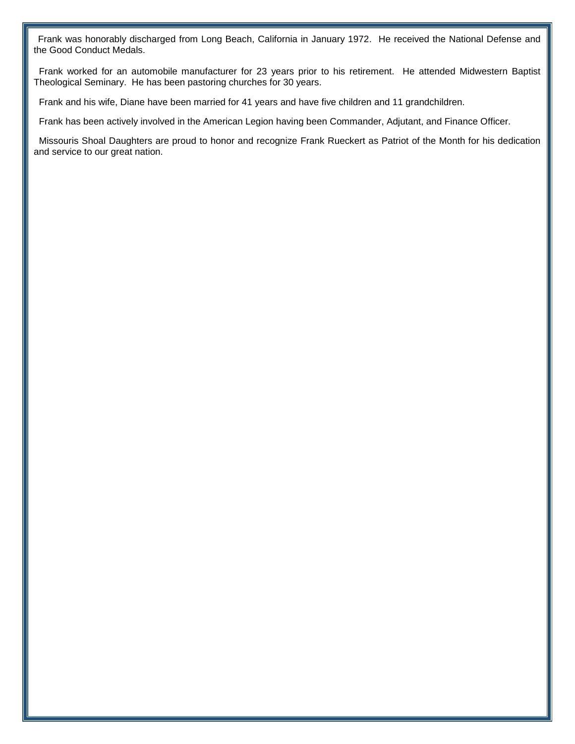Frank was honorably discharged from Long Beach, California in January 1972. He received the National Defense and the Good Conduct Medals.

Frank worked for an automobile manufacturer for 23 years prior to his retirement. He attended Midwestern Baptist Theological Seminary. He has been pastoring churches for 30 years.

Frank and his wife, Diane have been married for 41 years and have five children and 11 grandchildren.

Frank has been actively involved in the American Legion having been Commander, Adjutant, and Finance Officer.

Missouris Shoal Daughters are proud to honor and recognize Frank Rueckert as Patriot of the Month for his dedication and service to our great nation.